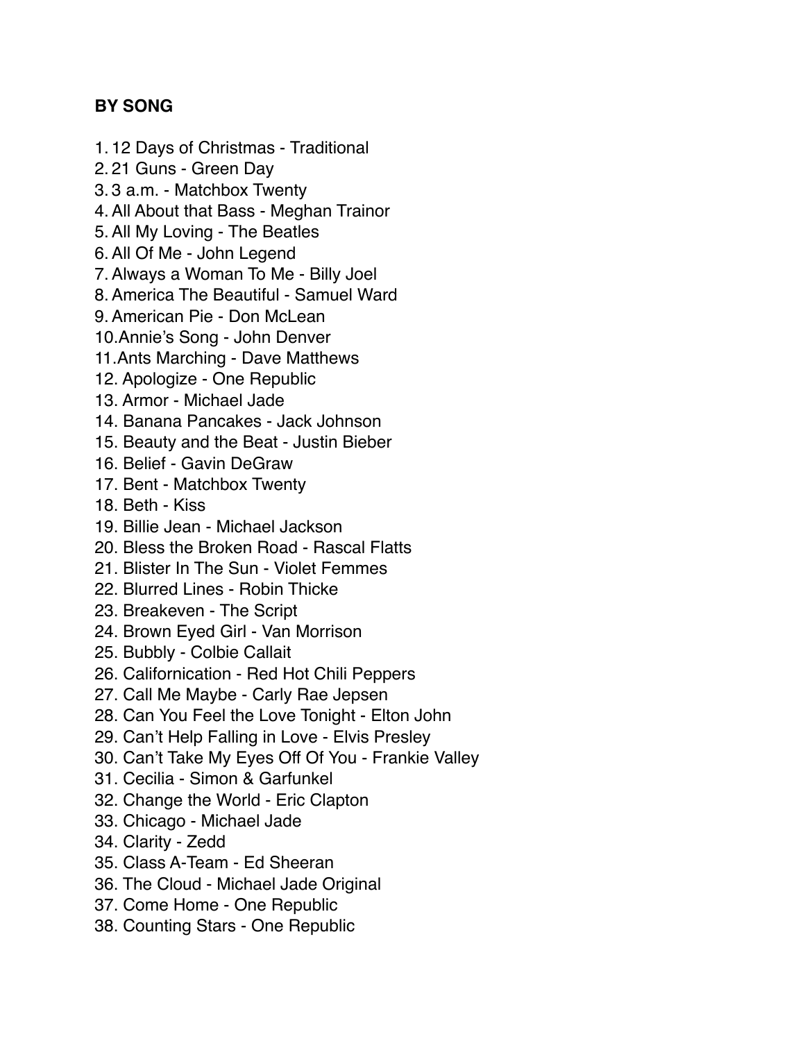**BY SONG**

1. 12 Days of Christmas - Traditional
2. 21 Guns - Green Day
3. 3 a.m. - Matchbox Twenty
4. All About that Bass - Meghan Trainor
5. All My Loving - The Beatles
6. All Of Me - John Legend
7. Always a Woman To Me - Billy Joel
8. America The Beautiful - Samuel Ward
9. American Pie - Don McLean
10. Annie's Song - John Denver
11. Ants Marching - Dave Matthews
12. Apologize - One Republic
13. Armor - Michael Jade
14. Banana Pancakes - Jack Johnson
15. Beauty and the Beat - Justin Bieber
16. Belief - Gavin DeGraw
17. Bent - Matchbox Twenty
18. Beth - Kiss
19. Billie Jean - Michael Jackson
20. Bless the Broken Road - Rascal Flatts
21. Blister In The Sun - Violet Femmes
22. Blurred Lines - Robin Thicke
23. Breakeven - The Script
24. Brown Eyed Girl - Van Morrison
25. Bubbly - Colbie Callait
26. Californication - Red Hot Chili Peppers
27. Call Me Maybe - Carly Rae Jepsen
28. Can You Feel the Love Tonight - Elton John
29. Can't Help Falling in Love - Elvis Presley
30. Can't Take My Eyes Off Of You - Frankie Valley
31. Cecilia - Simon & Garfunkel
32. Change the World - Eric Clapton
33. Chicago - Michael Jade
34. Clarity - Zedd
35. Class A-Team - Ed Sheeran
36. The Cloud - Michael Jade Original
37. Come Home - One Republic
38. Counting Stars - One Republic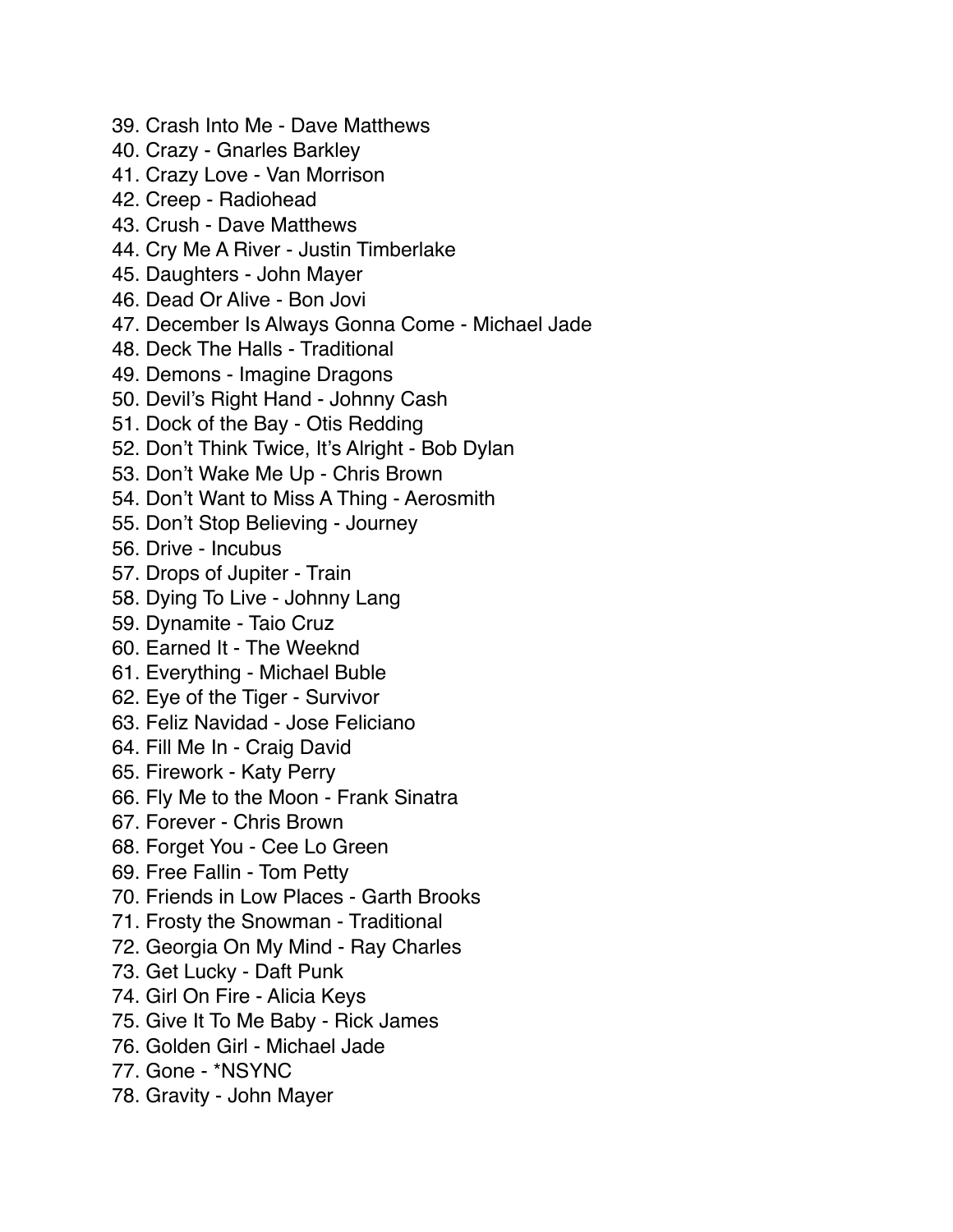39. Crash Into Me - Dave Matthews
40. Crazy - Gnarles Barkley
41. Crazy Love - Van Morrison
42. Creep - Radiohead
43. Crush - Dave Matthews
44. Cry Me A River - Justin Timberlake
45. Daughters - John Mayer
46. Dead Or Alive - Bon Jovi
47. December Is Always Gonna Come - Michael Jade
48. Deck The Halls - Traditional
49. Demons - Imagine Dragons
50. Devil's Right Hand - Johnny Cash
51. Dock of the Bay - Otis Redding
52. Don't Think Twice, It's Alright - Bob Dylan
53. Don't Wake Me Up - Chris Brown
54. Don't Want to Miss A Thing - Aerosmith
55. Don't Stop Believing - Journey
56. Drive - Incubus
57. Drops of Jupiter - Train
58. Dying To Live - Johnny Lang
59. Dynamite - Taio Cruz
60. Earned It - The Weeknd
61. Everything - Michael Buble
62. Eye of the Tiger - Survivor
63. Feliz Navidad - Jose Feliciano
64. Fill Me In - Craig David
65. Firework - Katy Perry
66. Fly Me to the Moon - Frank Sinatra
67. Forever - Chris Brown
68. Forget You - Cee Lo Green
69. Free Fallin - Tom Petty
70. Friends in Low Places - Garth Brooks
71. Frosty the Snowman - Traditional
72. Georgia On My Mind - Ray Charles
73. Get Lucky - Daft Punk
74. Girl On Fire - Alicia Keys
75. Give It To Me Baby - Rick James
76. Golden Girl - Michael Jade
77. Gone - *NSYNC
78. Gravity - John Mayer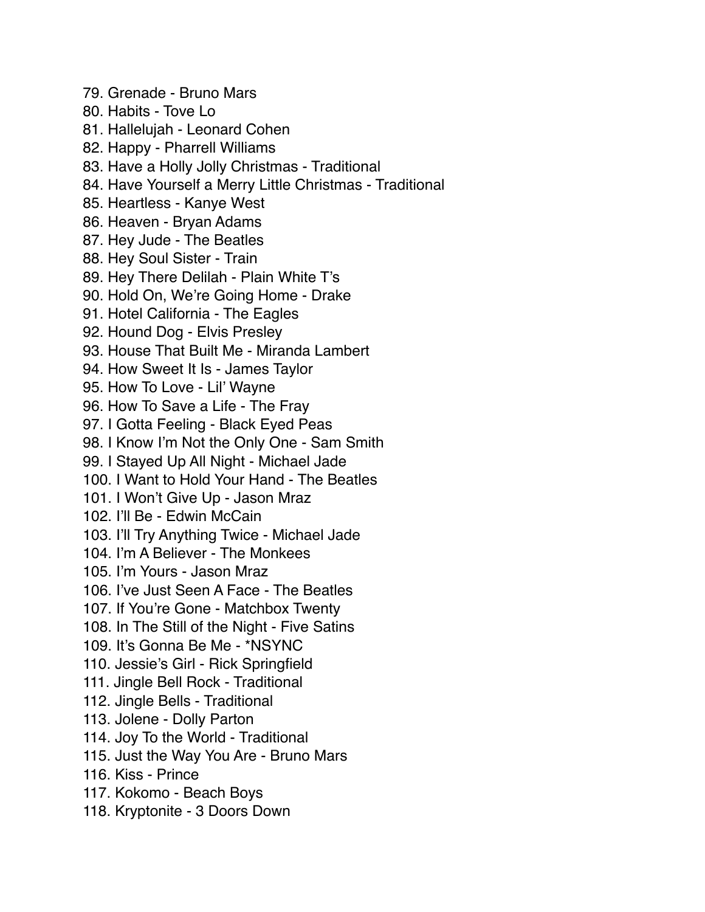79. Grenade - Bruno Mars
80. Habits - Tove Lo
81. Hallelujah - Leonard Cohen
82. Happy - Pharrell Williams
83. Have a Holly Jolly Christmas - Traditional
84. Have Yourself a Merry Little Christmas - Traditional
85. Heartless - Kanye West
86. Heaven - Bryan Adams
87. Hey Jude - The Beatles
88. Hey Soul Sister - Train
89. Hey There Delilah - Plain White T's
90. Hold On, We're Going Home - Drake
91. Hotel California - The Eagles
92. Hound Dog - Elvis Presley
93. House That Built Me - Miranda Lambert
94. How Sweet It Is - James Taylor
95. How To Love - Lil' Wayne
96. How To Save a Life - The Fray
97. I Gotta Feeling - Black Eyed Peas
98. I Know I'm Not the Only One - Sam Smith
99. I Stayed Up All Night - Michael Jade
100. I Want to Hold Your Hand - The Beatles
101. I Won't Give Up - Jason Mraz
102. I'll Be - Edwin McCain
103. I'll Try Anything Twice - Michael Jade
104. I'm A Believer - The Monkees
105. I'm Yours - Jason Mraz
106. I've Just Seen A Face - The Beatles
107. If You're Gone - Matchbox Twenty
108. In The Still of the Night - Five Satins
109. It's Gonna Be Me - *NSYNC
110. Jessie's Girl - Rick Springfield
111. Jingle Bell Rock - Traditional
112. Jingle Bells - Traditional
113. Jolene - Dolly Parton
114. Joy To the World - Traditional
115. Just the Way You Are - Bruno Mars
116. Kiss - Prince
117. Kokomo - Beach Boys
118. Kryptonite - 3 Doors Down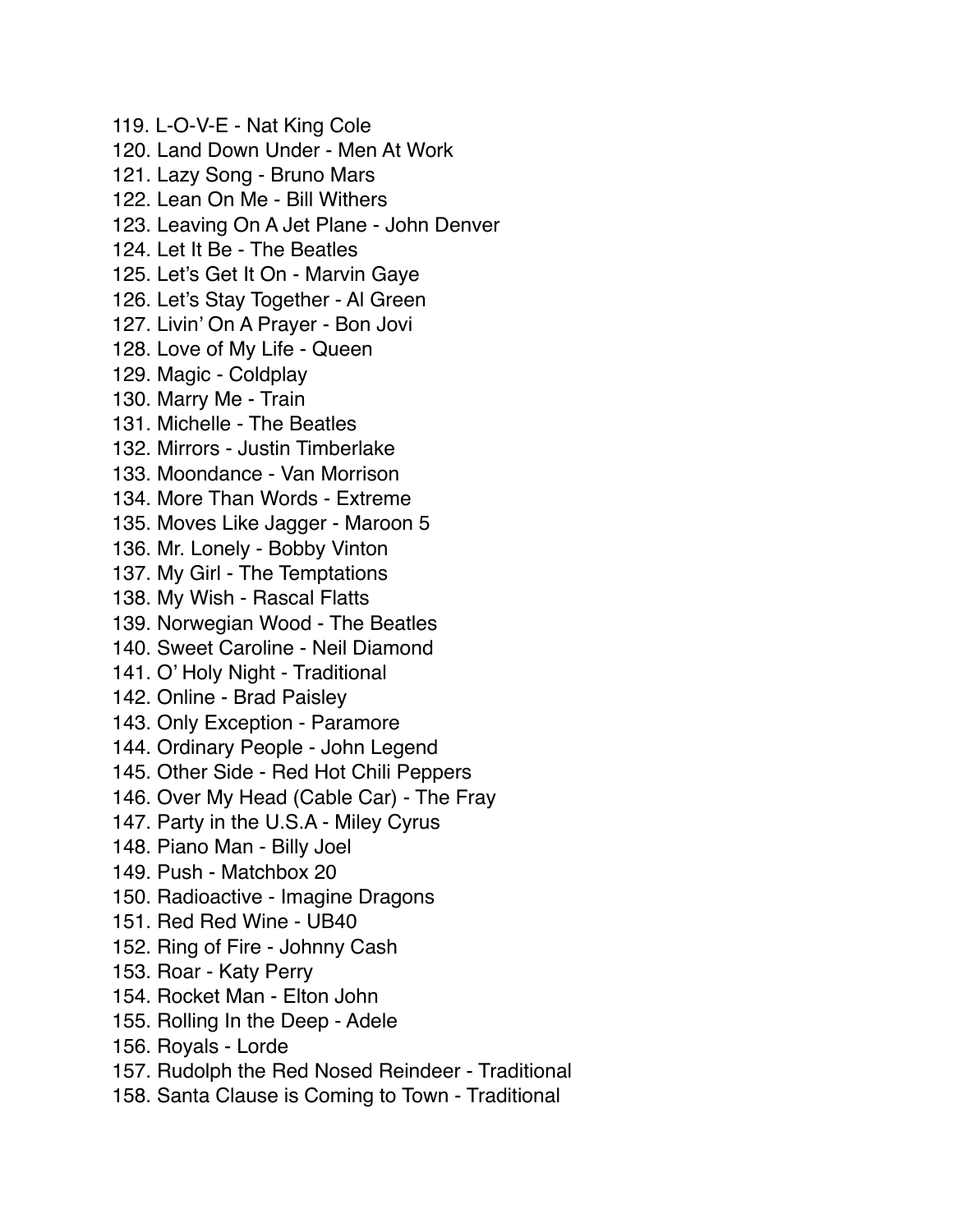119. L-O-V-E - Nat King Cole
120. Land Down Under - Men At Work
121. Lazy Song - Bruno Mars
122. Lean On Me - Bill Withers
123. Leaving On A Jet Plane - John Denver
124. Let It Be - The Beatles
125. Let's Get It On - Marvin Gaye
126. Let's Stay Together - Al Green
127. Livin' On A Prayer - Bon Jovi
128. Love of My Life - Queen
129. Magic - Coldplay
130. Marry Me - Train
131. Michelle - The Beatles
132. Mirrors - Justin Timberlake
133. Moondance - Van Morrison
134. More Than Words - Extreme
135. Moves Like Jagger - Maroon 5
136. Mr. Lonely - Bobby Vinton
137. My Girl - The Temptations
138. My Wish - Rascal Flatts
139. Norwegian Wood - The Beatles
140. Sweet Caroline - Neil Diamond
141. O' Holy Night - Traditional
142. Online - Brad Paisley
143. Only Exception - Paramore
144. Ordinary People - John Legend
145. Other Side - Red Hot Chili Peppers
146. Over My Head (Cable Car) - The Fray
147. Party in the U.S.A - Miley Cyrus
148. Piano Man - Billy Joel
149. Push - Matchbox 20
150. Radioactive - Imagine Dragons
151. Red Red Wine - UB40
152. Ring of Fire - Johnny Cash
153. Roar - Katy Perry
154. Rocket Man - Elton John
155. Rolling In the Deep - Adele
156. Royals - Lorde
157. Rudolph the Red Nosed Reindeer - Traditional
158. Santa Clause is Coming to Town - Traditional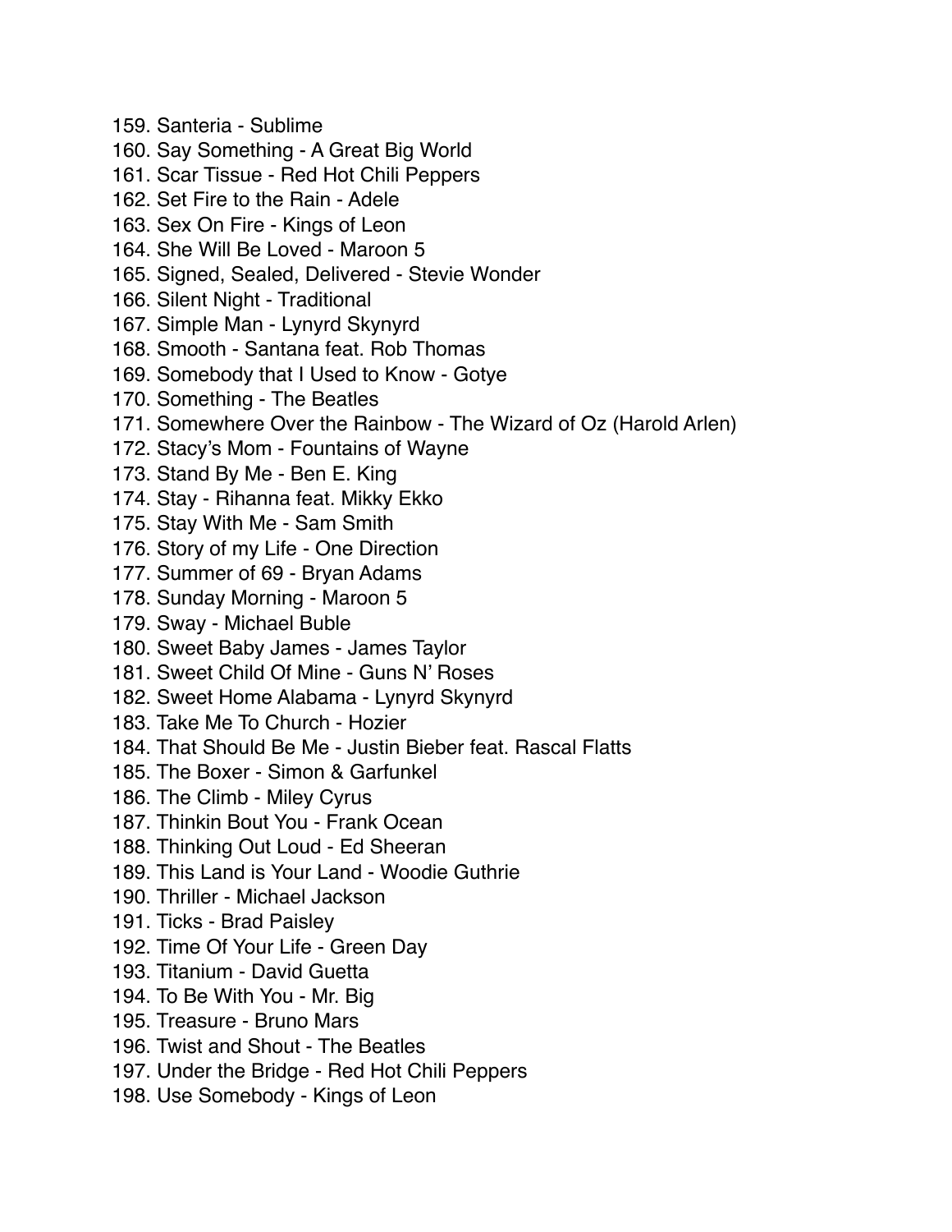159. Santeria - Sublime
160. Say Something - A Great Big World
161. Scar Tissue - Red Hot Chili Peppers
162. Set Fire to the Rain - Adele
163. Sex On Fire - Kings of Leon
164. She Will Be Loved - Maroon 5
165. Signed, Sealed, Delivered - Stevie Wonder
166. Silent Night - Traditional
167. Simple Man - Lynyrd Skynyrd
168. Smooth - Santana feat. Rob Thomas
169. Somebody that I Used to Know - Gotye
170. Something - The Beatles
171. Somewhere Over the Rainbow - The Wizard of Oz (Harold Arlen)
172. Stacy's Mom - Fountains of Wayne
173. Stand By Me - Ben E. King
174. Stay - Rihanna feat. Mikky Ekko
175. Stay With Me - Sam Smith
176. Story of my Life - One Direction
177. Summer of 69 - Bryan Adams
178. Sunday Morning - Maroon 5
179. Sway - Michael Buble
180. Sweet Baby James - James Taylor
181. Sweet Child Of Mine - Guns N' Roses
182. Sweet Home Alabama - Lynyrd Skynyrd
183. Take Me To Church - Hozier
184. That Should Be Me - Justin Bieber feat. Rascal Flatts
185. The Boxer - Simon & Garfunkel
186. The Climb - Miley Cyrus
187. Thinkin Bout You - Frank Ocean
188. Thinking Out Loud - Ed Sheeran
189. This Land is Your Land - Woodie Guthrie
190. Thriller - Michael Jackson
191. Ticks - Brad Paisley
192. Time Of Your Life - Green Day
193. Titanium - David Guetta
194. To Be With You - Mr. Big
195. Treasure - Bruno Mars
196. Twist and Shout - The Beatles
197. Under the Bridge - Red Hot Chili Peppers
198. Use Somebody - Kings of Leon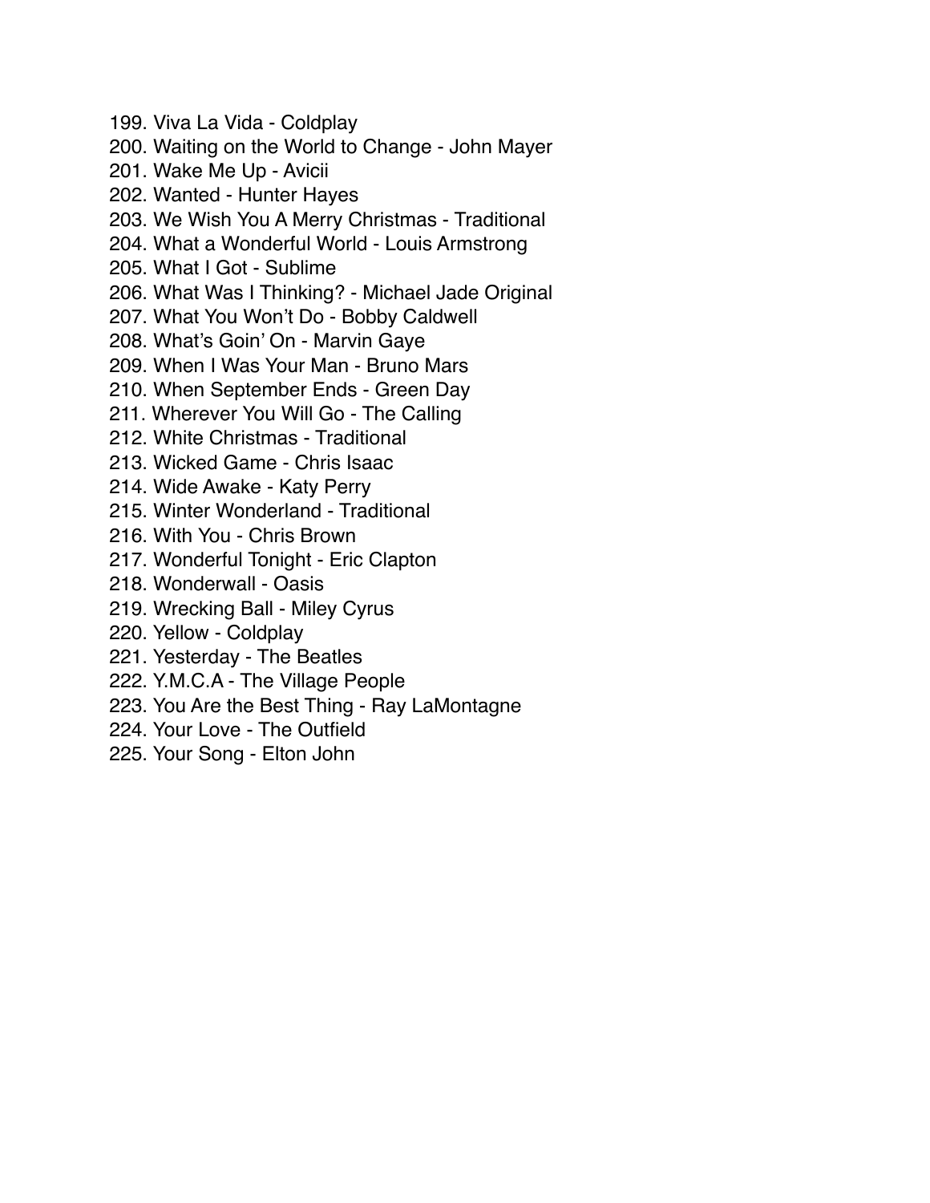199. Viva La Vida - Coldplay
200. Waiting on the World to Change - John Mayer
201. Wake Me Up - Avicii
202. Wanted - Hunter Hayes
203. We Wish You A Merry Christmas - Traditional
204. What a Wonderful World - Louis Armstrong
205. What I Got - Sublime
206. What Was I Thinking? - Michael Jade Original
207. What You Won't Do - Bobby Caldwell
208. What's Goin' On - Marvin Gaye
209. When I Was Your Man - Bruno Mars
210. When September Ends - Green Day
211. Wherever You Will Go - The Calling
212. White Christmas - Traditional
213. Wicked Game - Chris Isaac
214. Wide Awake - Katy Perry
215. Winter Wonderland - Traditional
216. With You - Chris Brown
217. Wonderful Tonight - Eric Clapton
218. Wonderwall - Oasis
219. Wrecking Ball - Miley Cyrus
220. Yellow - Coldplay
221. Yesterday - The Beatles
222. Y.M.C.A - The Village People
223. You Are the Best Thing - Ray LaMontagne
224. Your Love - The Outfield
225. Your Song - Elton John